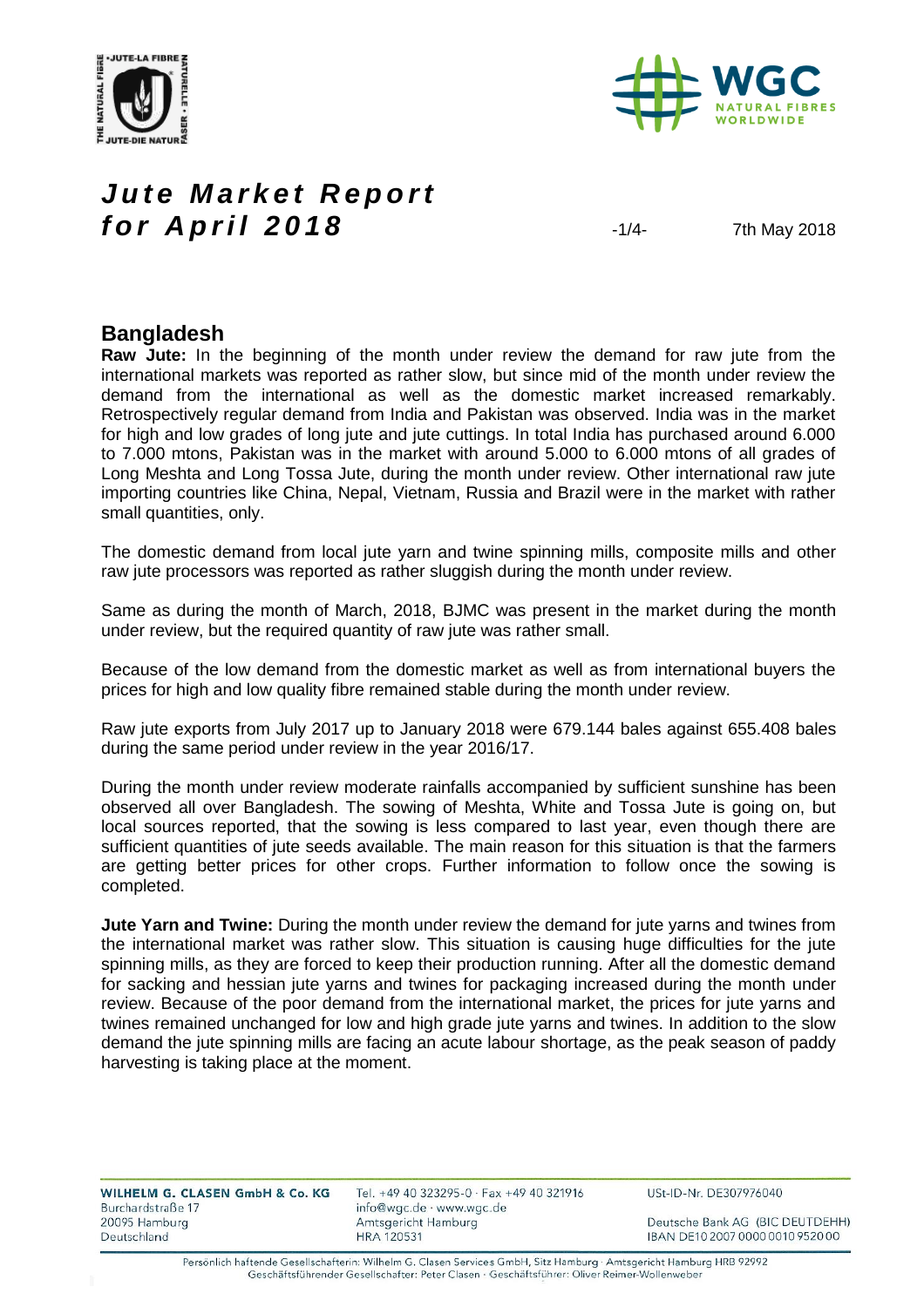# *Jute Market Report for April 2018*

7th May 2018

## Bangladesh

**Raw Jute:** In the beginning of the month under review the demand for raw jute from the international markets was reported as rather slow, but since mid of the month under review the demand from the international as well as the domestic market increased remarkably. Retrospectively regular demand from India and Pakistan was observed. India was in the market for high and low grades of long jute and jute cuttings. In total India has purchased around 6.000 to 7.000 mtons, Pakistan was in the market with around 5.000 to 6.000 mtons of all grades of Long Meshta and Long Tossa Jute, during the month under review. Other international raw jute importing countries like China, Nepal, Vietnam, Russia and Brazil were in the market with rather small quantities, only.

The domestic demand from local jute yarn and twine spinning mills, composite mills and other raw jute processors was reported as rather sluggish during the month under review.

Same as during the month of March, 2018, BJMC was present in the market during the month under review, but the required quantity of raw jute was rather small.

Because of the low demand from the domestic market as well as from international buyers the prices for high and low quality fibre remained stable during the month under review.

Raw jute exports from July 2017 up to January 2018 were 679.144 bales against 655.408 bales during the same period under review in the year 2016/17.

During the month under review moderate rainfalls accompanied by sufficient sunshine has been observed all over Bangladesh. The sowing of Meshta, White and Tossa Jute is going on, but local sources reported, that the sowing is less compared to last year, even though there are sufficient quantities of jute seeds available. The main reason for this situation is that the farmers are getting better prices for other crops. Further information to follow once the sowing is completed.

**Jute Yarn and Twine:** During the month under review the demand for jute yarns and twines from the international market was rather slow. This situation is causing huge difficulties for the jute spinning mills, as they are forced to keep their production running. After all the domestic demand for sacking and hessian jute yarns and twines for packaging increased during the month under review. Because of the poor demand from the international market, the prices for jute yarns and twines remained unchanged for low and high grade jute yarns and twines. In addition to the slow demand the jute spinning mills are facing an acute labour shortage, as the peak season of paddy harvesting is taking place at the moment.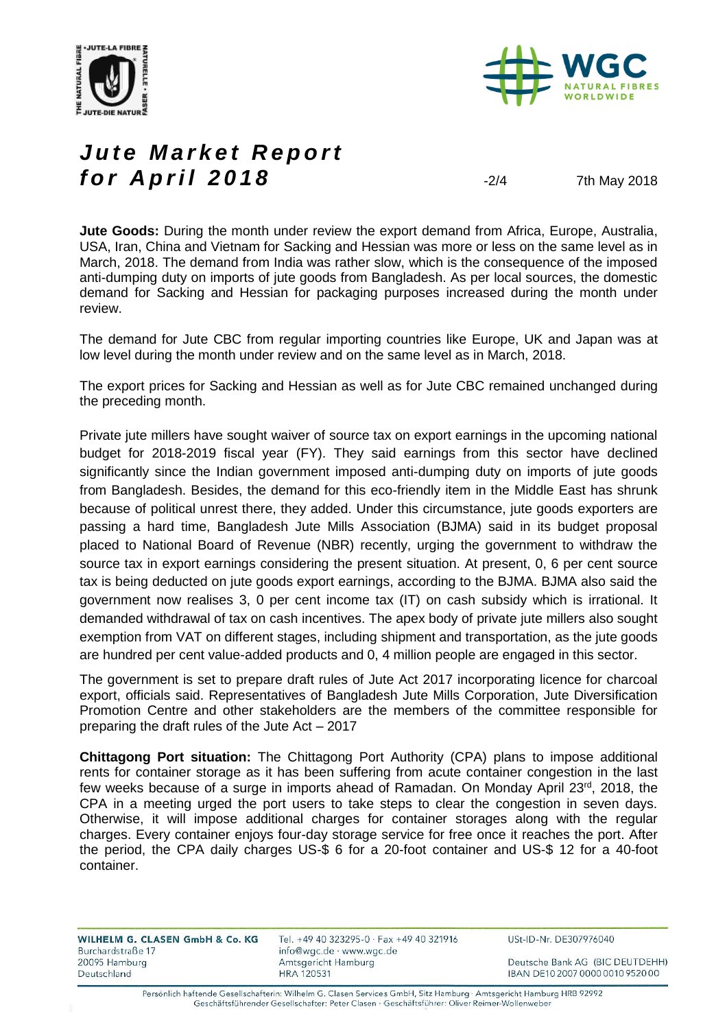# Jute Market Report for April 2018

7th May 2018

**Jute Goods:** During the month under review the export demand from Africa, Europe, Australia, USA, Iran, China and Vietnam for Sacking and Hessian was more or less on the same level as in March, 2018. The demand from India was rather slow, which is the consequence of the imposed anti-dumping duty on imports of jute goods from Bangladesh. As per local sources, the domestic demand for Sacking and Hessian for packaging purposes increased during the month under review.

The demand for Jute CBC from regular importing countries like Europe, UK and Japan was at low level during the month under review and on the same level as in March, 2018.

The export prices for Sacking and Hessian as well as for Jute CBC remained unchanged during the preceding month.

Private jute millers have sought waiver of source tax on export earnings in the upcoming national budget for 2018-2019 fiscal year (FY). They said earnings from this sector have declined significantly since the Indian government imposed anti-dumping duty on imports of jute goods from Bangladesh. Besides, the demand for this eco-friendly item in the Middle East has shrunk because of political unrest there, they added. Under this circumstance, jute goods exporters are passing a hard time, Bangladesh Jute Mills Association (BJMA) said in its budget proposal placed to National Board of Revenue (NBR) recently, urging the government to withdraw the source tax in export earnings considering the present situation. At present, 0, 6 per cent source tax is being deducted on jute goods export earnings, according to the BJMA. BJMA also said the government now realises 3, 0 per cent income tax (IT) on cash subsidy which is irrational. It demanded withdrawal of tax on cash incentives. The apex body of private jute millers also sought exemption from VAT on different stages, including shipment and transportation, as the jute goods are hundred per cent value-added products and 0, 4 million people are engaged in this sector.

The government is set to prepare draft rules of Jute Act 2017 incorporating licence for charcoal export, officials said. Representatives of Bangladesh Jute Mills Corporation, Jute Diversification Promotion Centre and other stakeholders are the members of the committee responsible for preparing the draft rules of the Jute Act – 2017

**Chittagong Port situation:** The Chittagong Port Authority (CPA) plans to impose additional rents for container storage as it has been suffering from acute container congestion in the last few weeks because of a surge in imports ahead of Ramadan. On Monday April 23rd, 2018, the CPA in a meeting urged the port users to take steps to clear the congestion in seven days. Otherwise, it will impose additional charges for container storages along with the regular charges. Every container enjoys four-day storage service for free once it reaches the port. After the period, the CPA daily charges US-$ 6 for a 20-foot container and US-$ 12 for a 40-foot container.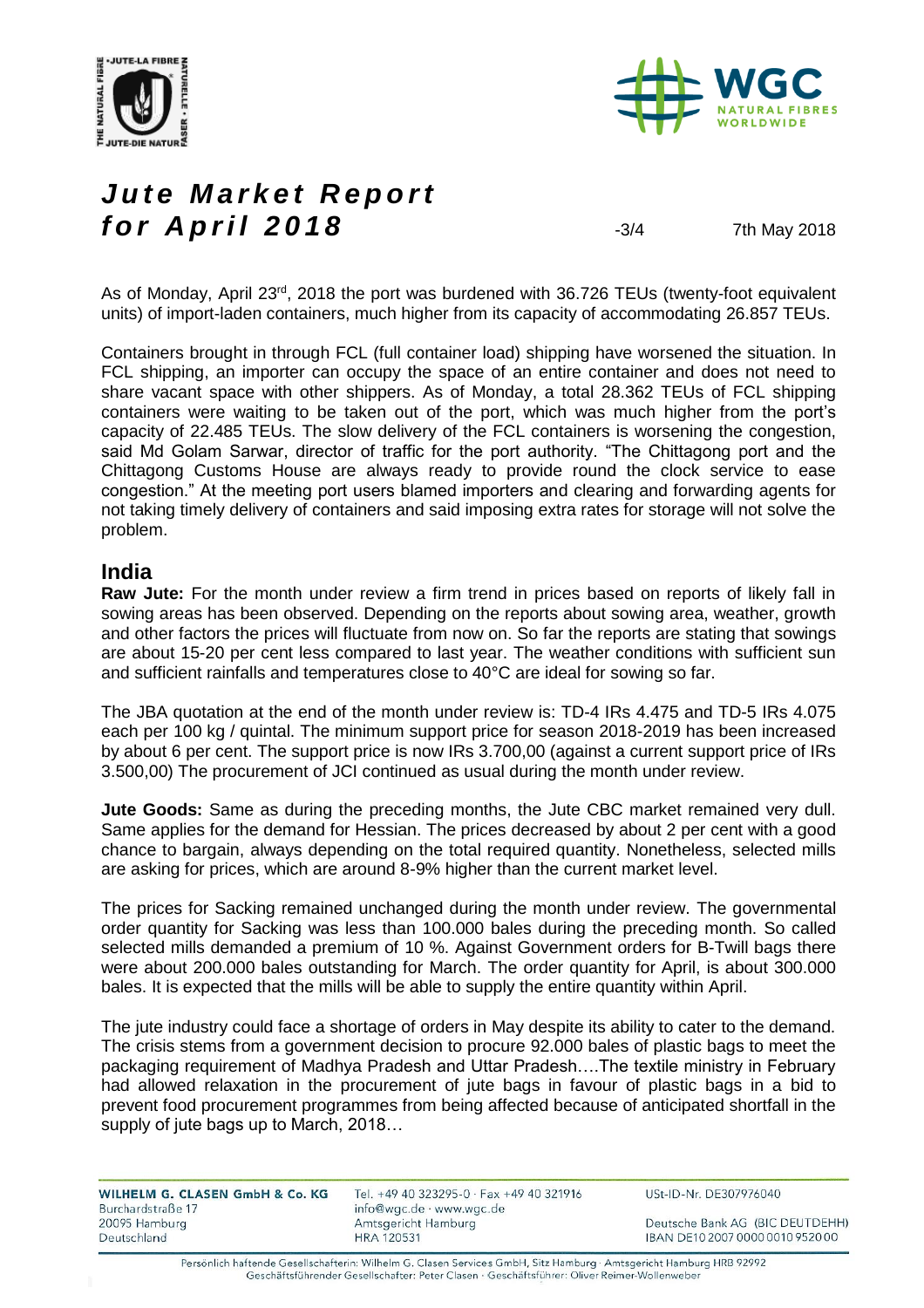# Jute Market Report for April 2018

-3/4 7th May 2018

As of Monday, April 23rd, 2018 the port was burdened with 36.726 TEUs (twenty-foot equivalent units) of import-laden containers, much higher from its capacity of accommodating 26.857 TEUs.

Containers brought in through FCL (full container load) shipping have worsened the situation. In FCL shipping, an importer can occupy the space of an entire container and does not need to share vacant space with other shippers. As of Monday, a total 28.362 TEUs of FCL shipping containers were waiting to be taken out of the port, which was much higher from the port's capacity of 22.485 TEUs. The slow delivery of the FCL containers is worsening the congestion, said Md Golam Sarwar, director of traffic for the port authority. "The Chittagong port and the Chittagong Customs House are always ready to provide round the clock service to ease congestion." At the meeting port users blamed importers and clearing and forwarding agents for not taking timely delivery of containers and said imposing extra rates for storage will not solve the problem.

## India

**Raw Jute:** For the month under review a firm trend in prices based on reports of likely fall in sowing areas has been observed. Depending on the reports about sowing area, weather, growth and other factors the prices will fluctuate from now on. So far the reports are stating that sowings are about 15-20 per cent less compared to last year. The weather conditions with sufficient sun and sufficient rainfalls and temperatures close to 40°C are ideal for sowing so far.

The JBA quotation at the end of the month under review is: TD-4 IRs 4.475 and TD-5 IRs 4.075 each per 100 kg / quintal. The minimum support price for season 2018-2019 has been increased by about 6 per cent. The support price is now IRs 3.700,00 (against a current support price of IRs 3.500,00) The procurement of JCI continued as usual during the month under review.

**Jute Goods:** Same as during the preceding months, the Jute CBC market remained very dull. Same applies for the demand for Hessian. The prices decreased by about 2 per cent with a good chance to bargain, always depending on the total required quantity. Nonetheless, selected mills are asking for prices, which are around 8-9% higher than the current market level.

The prices for Sacking remained unchanged during the month under review. The governmental order quantity for Sacking was less than 100.000 bales during the preceding month. So called selected mills demanded a premium of 10 %. Against Government orders for B-Twill bags there were about 200.000 bales outstanding for March. The order quantity for April, is about 300.000 bales. It is expected that the mills will be able to supply the entire quantity within April.

The jute industry could face a shortage of orders in May despite its ability to cater to the demand. The crisis stems from a government decision to procure 92.000 bales of plastic bags to meet the packaging requirement of Madhya Pradesh and Uttar Pradesh….The textile ministry in February had allowed relaxation in the procurement of jute bags in favour of plastic bags in a bid to prevent food procurement programmes from being affected because of anticipated shortfall in the supply of jute bags up to March, 2018…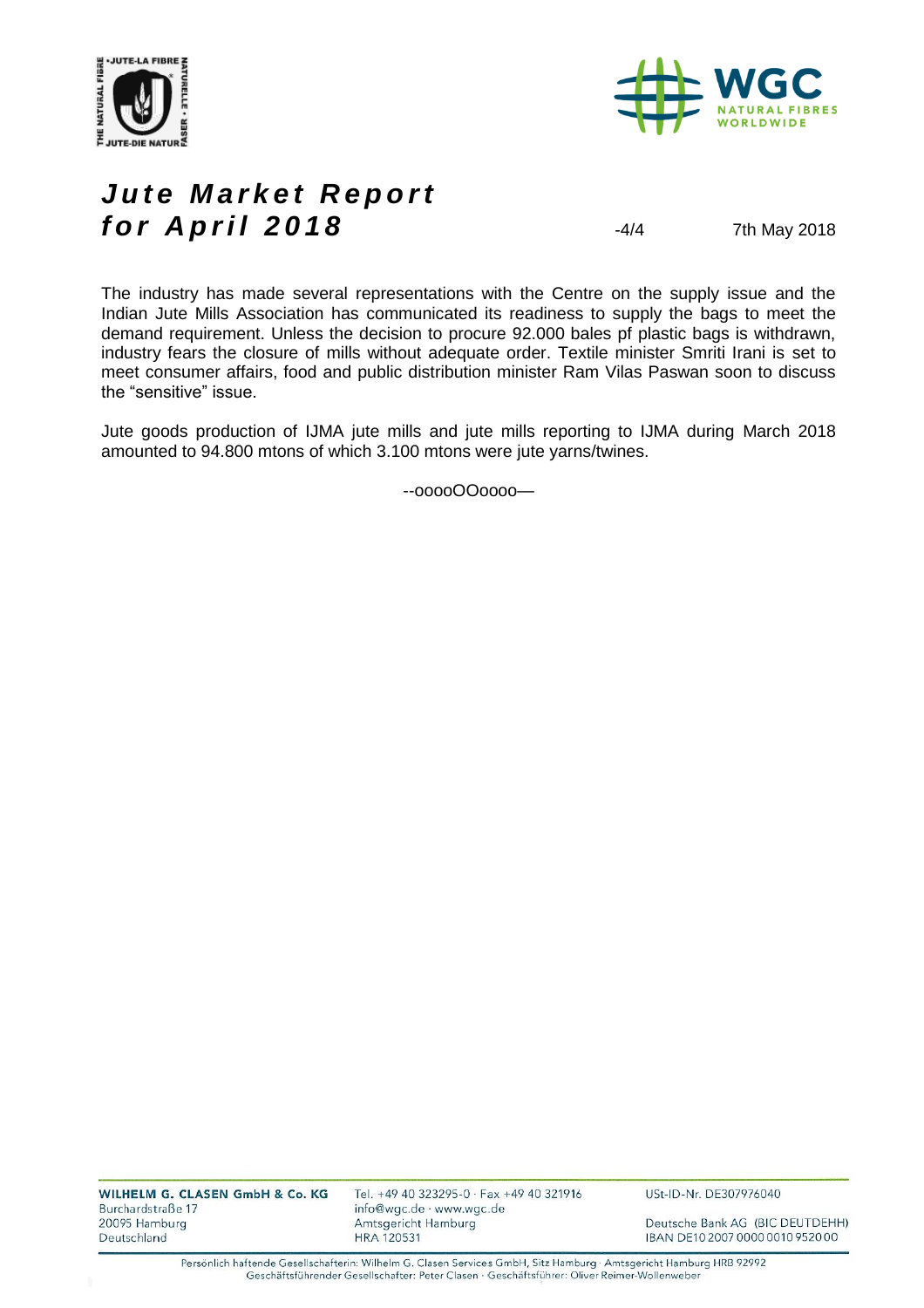The industry has made several representations with the Centre on the supply issue and the Indian Jute Mills Association has communicated its readiness to supply the bags to meet the demand requirement. Unless the decision to procure 92.000 bales pf plastic bags is withdrawn, industry fears the closure of mills without adequate order. Textile minister Smriti Irani is set to meet consumer affairs, food and public distribution minister Ram Vilas Paswan soon to discuss the “sensitive” issue.

Jute goods production of IJMA jute mills and jute mills reporting to IJMA during March 2018 amounted to 94.800 mtons of which 3.100 mtons were jute yarns/twines.

--ooooOOoooo—